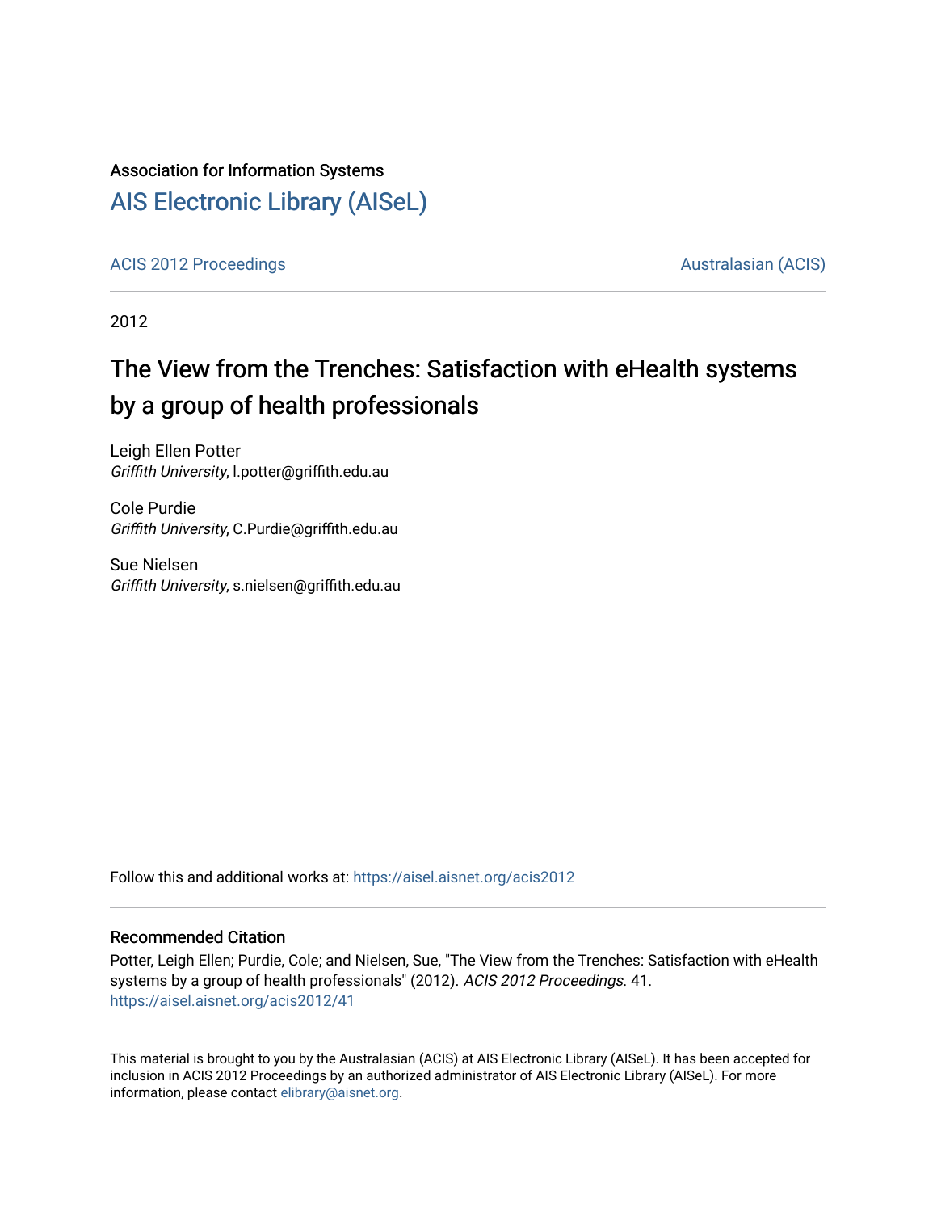Association for Information Systems

# AIS Electronic Library (AISeL)

ACIS 2012 Proceedings | Australasian (ACIS)

2012

## The View from the Trenches: Satisfaction with eHealth systems by a group of health professionals

Leigh Ellen Potter
*Griffith University*, l.potter@griffith.edu.au

Cole Purdie
*Griffith University*, C.Purdie@griffith.edu.au

Sue Nielsen
*Griffith University*, s.nielsen@griffith.edu.au

Follow this and additional works at: https://aisel.aisnet.org/acis2012

### Recommended Citation

Potter, Leigh Ellen; Purdie, Cole; and Nielsen, Sue, "The View from the Trenches: Satisfaction with eHealth systems by a group of health professionals" (2012). *ACIS 2012 Proceedings*. 41.
https://aisel.aisnet.org/acis2012/41

This material is brought to you by the Australasian (ACIS) at AIS Electronic Library (AISeL). It has been accepted for inclusion in ACIS 2012 Proceedings by an authorized administrator of AIS Electronic Library (AISeL). For more information, please contact elibrary@aisnet.org.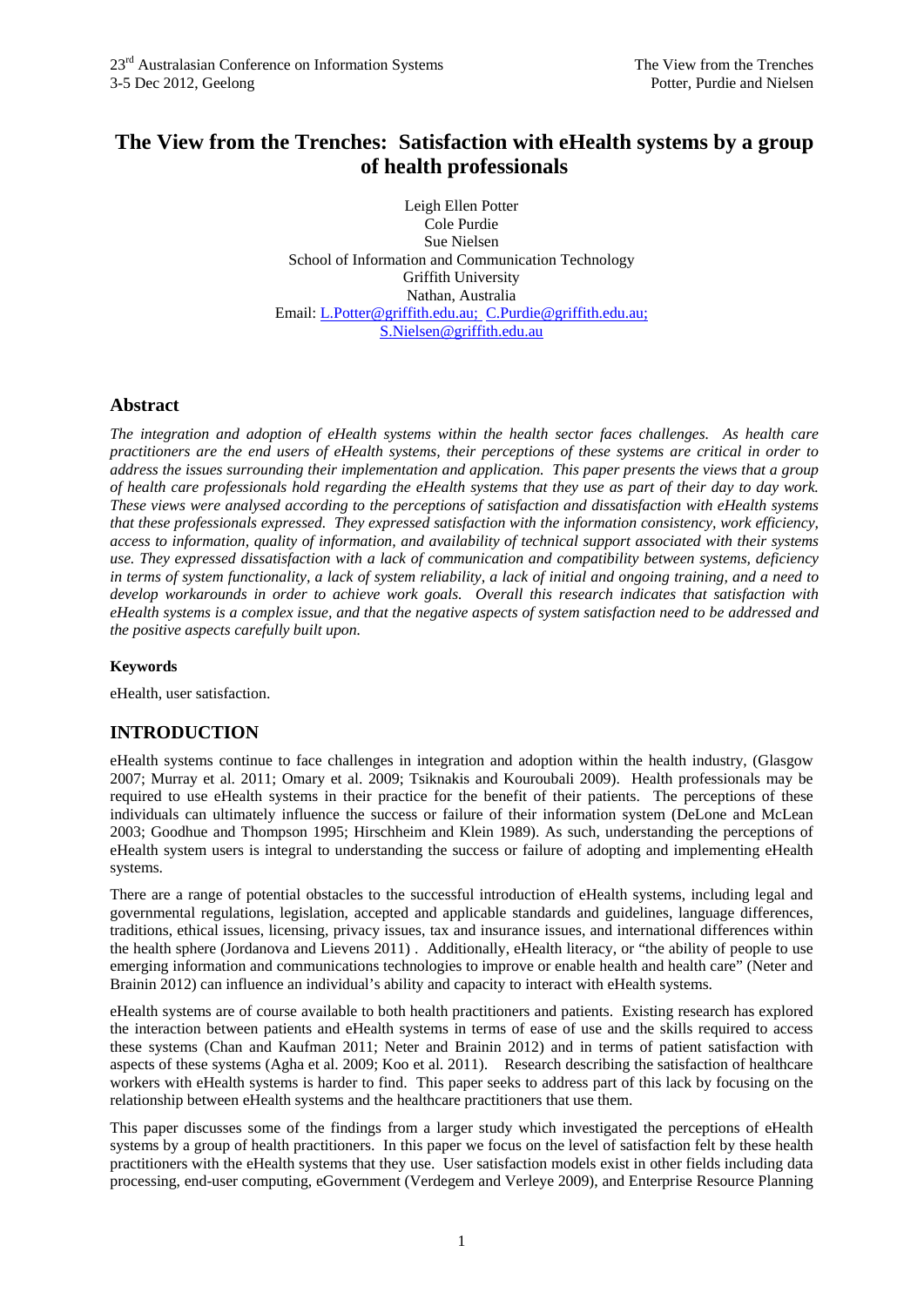# The View from the Trenches: Satisfaction with eHealth systems by a group of health professionals

Leigh Ellen Potter
Cole Purdie
Sue Nielsen
School of Information and Communication Technology
Griffith University
Nathan, Australia
Email: L.Potter@griffith.edu.au; C.Purdie@griffith.edu.au; S.Nielsen@griffith.edu.au

## Abstract

*The integration and adoption of eHealth systems within the health sector faces challenges. As health care practitioners are the end users of eHealth systems, their perceptions of these systems are critical in order to address the issues surrounding their implementation and application. This paper presents the views that a group of health care professionals hold regarding the eHealth systems that they use as part of their day to day work. These views were analysed according to the perceptions of satisfaction and dissatisfaction with eHealth systems that these professionals expressed. They expressed satisfaction with the information consistency, work efficiency, access to information, quality of information, and availability of technical support associated with their systems use. They expressed dissatisfaction with a lack of communication and compatibility between systems, deficiency in terms of system functionality, a lack of system reliability, a lack of initial and ongoing training, and a need to develop workarounds in order to achieve work goals. Overall this research indicates that satisfaction with eHealth systems is a complex issue, and that the negative aspects of system satisfaction need to be addressed and the positive aspects carefully built upon.*

#### Keywords

eHealth, user satisfaction.

## INTRODUCTION

eHealth systems continue to face challenges in integration and adoption within the health industry, (Glasgow 2007; Murray et al. 2011; Omary et al. 2009; Tsiknakis and Kouroubali 2009). Health professionals may be required to use eHealth systems in their practice for the benefit of their patients. The perceptions of these individuals can ultimately influence the success or failure of their information system (DeLone and McLean 2003; Goodhue and Thompson 1995; Hirschheim and Klein 1989). As such, understanding the perceptions of eHealth system users is integral to understanding the success or failure of adopting and implementing eHealth systems.

There are a range of potential obstacles to the successful introduction of eHealth systems, including legal and governmental regulations, legislation, accepted and applicable standards and guidelines, language differences, traditions, ethical issues, licensing, privacy issues, tax and insurance issues, and international differences within the health sphere (Jordanova and Lievens 2011) . Additionally, eHealth literacy, or "the ability of people to use emerging information and communications technologies to improve or enable health and health care" (Neter and Brainin 2012) can influence an individual's ability and capacity to interact with eHealth systems.

eHealth systems are of course available to both health practitioners and patients. Existing research has explored the interaction between patients and eHealth systems in terms of ease of use and the skills required to access these systems (Chan and Kaufman 2011; Neter and Brainin 2012) and in terms of patient satisfaction with aspects of these systems (Agha et al. 2009; Koo et al. 2011). Research describing the satisfaction of healthcare workers with eHealth systems is harder to find. This paper seeks to address part of this lack by focusing on the relationship between eHealth systems and the healthcare practitioners that use them.

This paper discusses some of the findings from a larger study which investigated the perceptions of eHealth systems by a group of health practitioners. In this paper we focus on the level of satisfaction felt by these health practitioners with the eHealth systems that they use. User satisfaction models exist in other fields including data processing, end-user computing, eGovernment (Verdegem and Verleye 2009), and Enterprise Resource Planning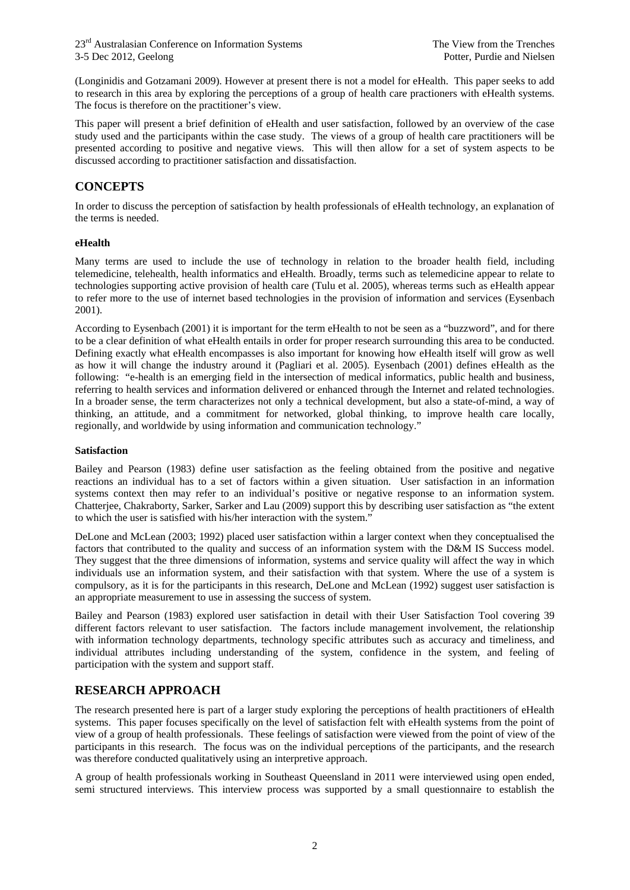(Longinidis and Gotzamani 2009). However at present there is not a model for eHealth. This paper seeks to add to research in this area by exploring the perceptions of a group of health care practioners with eHealth systems. The focus is therefore on the practitioner's view.

This paper will present a brief definition of eHealth and user satisfaction, followed by an overview of the case study used and the participants within the case study. The views of a group of health care practitioners will be presented according to positive and negative views. This will then allow for a set of system aspects to be discussed according to practitioner satisfaction and dissatisfaction.

## CONCEPTS

In order to discuss the perception of satisfaction by health professionals of eHealth technology, an explanation of the terms is needed.

### eHealth

Many terms are used to include the use of technology in relation to the broader health field, including telemedicine, telehealth, health informatics and eHealth. Broadly, terms such as telemedicine appear to relate to technologies supporting active provision of health care (Tulu et al. 2005), whereas terms such as eHealth appear to refer more to the use of internet based technologies in the provision of information and services (Eysenbach 2001).

According to Eysenbach (2001) it is important for the term eHealth to not be seen as a "buzzword", and for there to be a clear definition of what eHealth entails in order for proper research surrounding this area to be conducted. Defining exactly what eHealth encompasses is also important for knowing how eHealth itself will grow as well as how it will change the industry around it (Pagliari et al. 2005). Eysenbach (2001) defines eHealth as the following: "e-health is an emerging field in the intersection of medical informatics, public health and business, referring to health services and information delivered or enhanced through the Internet and related technologies. In a broader sense, the term characterizes not only a technical development, but also a state-of-mind, a way of thinking, an attitude, and a commitment for networked, global thinking, to improve health care locally, regionally, and worldwide by using information and communication technology."

### Satisfaction

Bailey and Pearson (1983) define user satisfaction as the feeling obtained from the positive and negative reactions an individual has to a set of factors within a given situation. User satisfaction in an information systems context then may refer to an individual's positive or negative response to an information system. Chatterjee, Chakraborty, Sarker, Sarker and Lau (2009) support this by describing user satisfaction as "the extent to which the user is satisfied with his/her interaction with the system."

DeLone and McLean (2003; 1992) placed user satisfaction within a larger context when they conceptualised the factors that contributed to the quality and success of an information system with the D&M IS Success model. They suggest that the three dimensions of information, systems and service quality will affect the way in which individuals use an information system, and their satisfaction with that system. Where the use of a system is compulsory, as it is for the participants in this research, DeLone and McLean (1992) suggest user satisfaction is an appropriate measurement to use in assessing the success of system.

Bailey and Pearson (1983) explored user satisfaction in detail with their User Satisfaction Tool covering 39 different factors relevant to user satisfaction. The factors include management involvement, the relationship with information technology departments, technology specific attributes such as accuracy and timeliness, and individual attributes including understanding of the system, confidence in the system, and feeling of participation with the system and support staff.

## RESEARCH APPROACH

The research presented here is part of a larger study exploring the perceptions of health practitioners of eHealth systems. This paper focuses specifically on the level of satisfaction felt with eHealth systems from the point of view of a group of health professionals. These feelings of satisfaction were viewed from the point of view of the participants in this research. The focus was on the individual perceptions of the participants, and the research was therefore conducted qualitatively using an interpretive approach.

A group of health professionals working in Southeast Queensland in 2011 were interviewed using open ended, semi structured interviews. This interview process was supported by a small questionnaire to establish the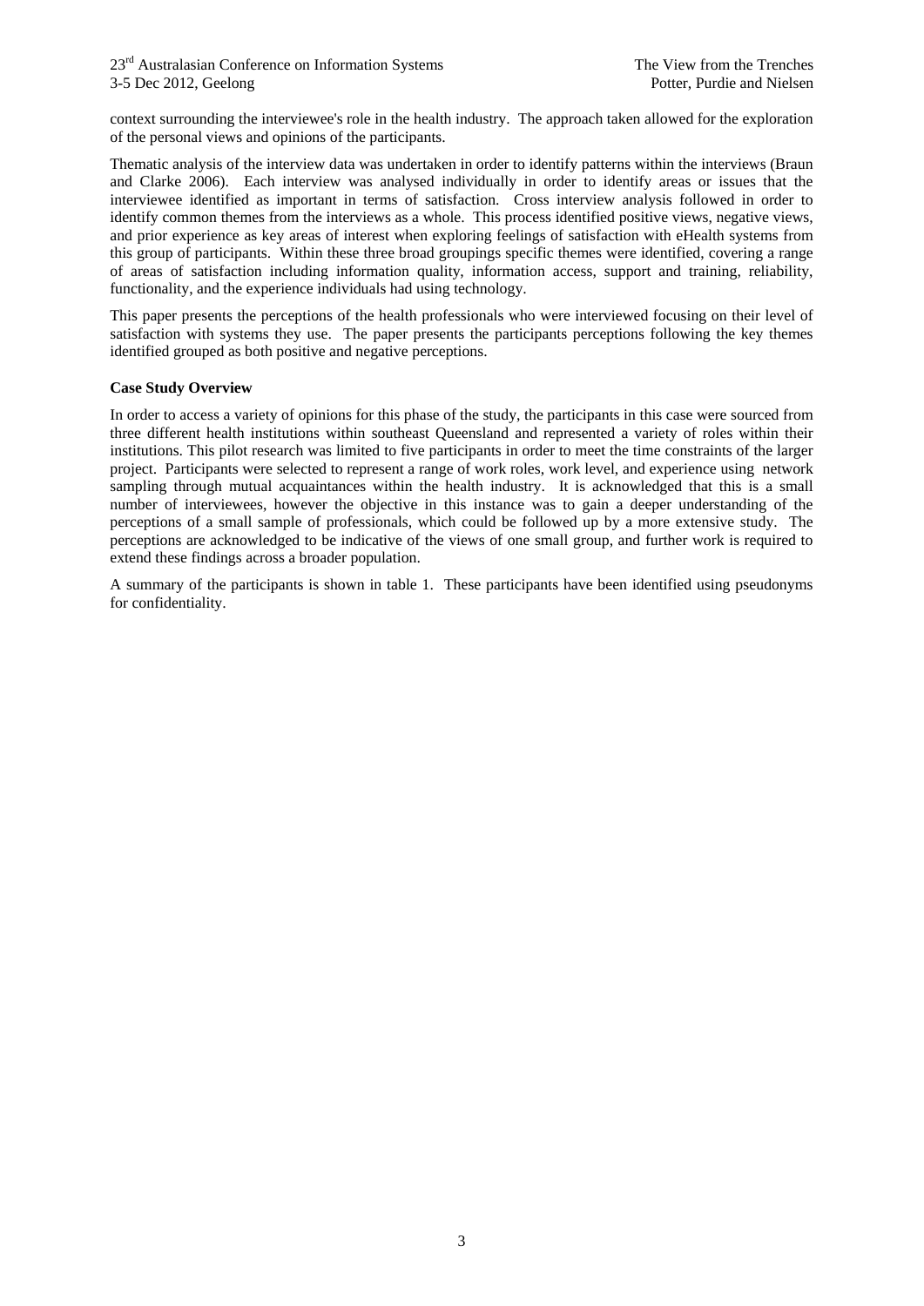context surrounding the interviewee's role in the health industry. The approach taken allowed for the exploration of the personal views and opinions of the participants.

Thematic analysis of the interview data was undertaken in order to identify patterns within the interviews (Braun and Clarke 2006). Each interview was analysed individually in order to identify areas or issues that the interviewee identified as important in terms of satisfaction. Cross interview analysis followed in order to identify common themes from the interviews as a whole. This process identified positive views, negative views, and prior experience as key areas of interest when exploring feelings of satisfaction with eHealth systems from this group of participants. Within these three broad groupings specific themes were identified, covering a range of areas of satisfaction including information quality, information access, support and training, reliability, functionality, and the experience individuals had using technology.

This paper presents the perceptions of the health professionals who were interviewed focusing on their level of satisfaction with systems they use. The paper presents the participants perceptions following the key themes identified grouped as both positive and negative perceptions.

**Case Study Overview**

In order to access a variety of opinions for this phase of the study, the participants in this case were sourced from three different health institutions within southeast Queensland and represented a variety of roles within their institutions. This pilot research was limited to five participants in order to meet the time constraints of the larger project. Participants were selected to represent a range of work roles, work level, and experience using network sampling through mutual acquaintances within the health industry. It is acknowledged that this is a small number of interviewees, however the objective in this instance was to gain a deeper understanding of the perceptions of a small sample of professionals, which could be followed up by a more extensive study. The perceptions are acknowledged to be indicative of the views of one small group, and further work is required to extend these findings across a broader population.

A summary of the participants is shown in table 1. These participants have been identified using pseudonyms for confidentiality.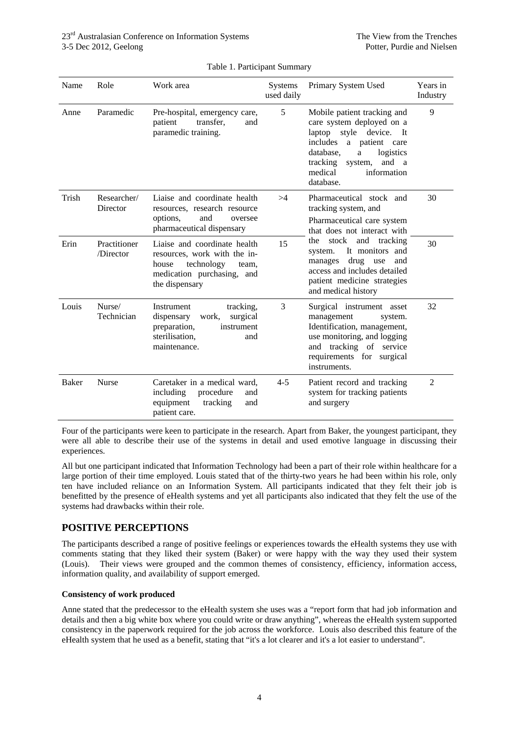Table 1. Participant Summary

| Name | Role | Work area | Systems used daily | Primary System Used | Years in Industry |
|---|---|---|---|---|---|
| Anne | Paramedic | Pre-hospital, emergency care, patient transfer, and paramedic training. | 5 | Mobile patient tracking and care system deployed on a laptop style device. It includes a patient care database, a logistics tracking system, and a medical information database. | 9 |
| Trish | Researcher/ Director | Liaise and coordinate health resources, research resource options, and oversee pharmaceutical dispensary | >4 | Pharmaceutical stock and tracking system, and Pharmaceutical care system that does not interact with the stock and tracking system. It monitors and manages drug use and access and includes detailed patient medicine strategies and medical history | 30 |
| Erin | Practitioner /Director | Liaise and coordinate health resources, work with the in-house technology team, medication purchasing, and the dispensary | 15 | | 30 |
| Louis | Nurse/ Technician | Instrument tracking, dispensary work, surgical preparation, instrument sterilisation, and maintenance. | 3 | Surgical instrument asset management system. Identification, management, use monitoring, and logging and tracking of service requirements for surgical instruments. | 32 |
| Baker | Nurse | Caretaker in a medical ward, including procedure and equipment tracking and patient care. | 4-5 | Patient record and tracking system for tracking patients and surgery | 2 |

Four of the participants were keen to participate in the research. Apart from Baker, the youngest participant, they were all able to describe their use of the systems in detail and used emotive language in discussing their experiences.

All but one participant indicated that Information Technology had been a part of their role within healthcare for a large portion of their time employed. Louis stated that of the thirty-two years he had been within his role, only ten have included reliance on an Information System. All participants indicated that they felt their job is benefitted by the presence of eHealth systems and yet all participants also indicated that they felt the use of the systems had drawbacks within their role.

## POSITIVE PERCEPTIONS

The participants described a range of positive feelings or experiences towards the eHealth systems they use with comments stating that they liked their system (Baker) or were happy with the way they used their system (Louis). Their views were grouped and the common themes of consistency, efficiency, information access, information quality, and availability of support emerged.

**Consistency of work produced**

Anne stated that the predecessor to the eHealth system she uses was a "report form that had job information and details and then a big white box where you could write or draw anything", whereas the eHealth system supported consistency in the paperwork required for the job across the workforce. Louis also described this feature of the eHealth system that he used as a benefit, stating that "it's a lot clearer and it's a lot easier to understand".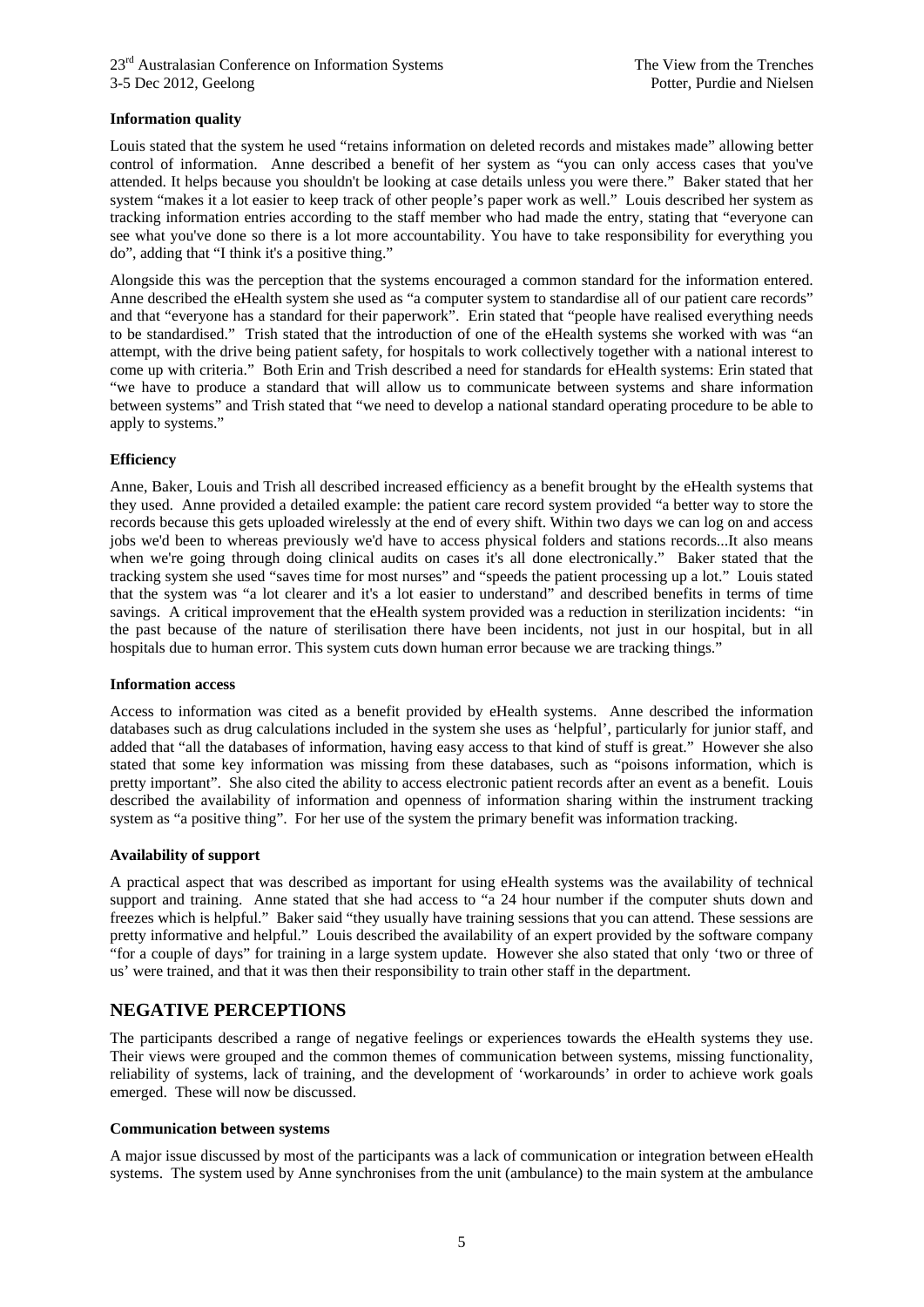**Information quality**

Louis stated that the system he used "retains information on deleted records and mistakes made" allowing better control of information. Anne described a benefit of her system as "you can only access cases that you've attended. It helps because you shouldn't be looking at case details unless you were there." Baker stated that her system "makes it a lot easier to keep track of other people's paper work as well." Louis described her system as tracking information entries according to the staff member who had made the entry, stating that "everyone can see what you've done so there is a lot more accountability. You have to take responsibility for everything you do", adding that "I think it's a positive thing."

Alongside this was the perception that the systems encouraged a common standard for the information entered. Anne described the eHealth system she used as "a computer system to standardise all of our patient care records" and that "everyone has a standard for their paperwork". Erin stated that "people have realised everything needs to be standardised." Trish stated that the introduction of one of the eHealth systems she worked with was "an attempt, with the drive being patient safety, for hospitals to work collectively together with a national interest to come up with criteria." Both Erin and Trish described a need for standards for eHealth systems: Erin stated that "we have to produce a standard that will allow us to communicate between systems and share information between systems" and Trish stated that "we need to develop a national standard operating procedure to be able to apply to systems."

**Efficiency**

Anne, Baker, Louis and Trish all described increased efficiency as a benefit brought by the eHealth systems that they used. Anne provided a detailed example: the patient care record system provided "a better way to store the records because this gets uploaded wirelessly at the end of every shift. Within two days we can log on and access jobs we'd been to whereas previously we'd have to access physical folders and stations records...It also means when we're going through doing clinical audits on cases it's all done electronically." Baker stated that the tracking system she used "saves time for most nurses" and "speeds the patient processing up a lot." Louis stated that the system was "a lot clearer and it's a lot easier to understand" and described benefits in terms of time savings. A critical improvement that the eHealth system provided was a reduction in sterilization incidents: "in the past because of the nature of sterilisation there have been incidents, not just in our hospital, but in all hospitals due to human error. This system cuts down human error because we are tracking things."

**Information access**

Access to information was cited as a benefit provided by eHealth systems. Anne described the information databases such as drug calculations included in the system she uses as 'helpful', particularly for junior staff, and added that "all the databases of information, having easy access to that kind of stuff is great." However she also stated that some key information was missing from these databases, such as "poisons information, which is pretty important". She also cited the ability to access electronic patient records after an event as a benefit. Louis described the availability of information and openness of information sharing within the instrument tracking system as "a positive thing". For her use of the system the primary benefit was information tracking.

**Availability of support**

A practical aspect that was described as important for using eHealth systems was the availability of technical support and training. Anne stated that she had access to "a 24 hour number if the computer shuts down and freezes which is helpful." Baker said "they usually have training sessions that you can attend. These sessions are pretty informative and helpful." Louis described the availability of an expert provided by the software company "for a couple of days" for training in a large system update. However she also stated that only 'two or three of us' were trained, and that it was then their responsibility to train other staff in the department.

## NEGATIVE PERCEPTIONS

The participants described a range of negative feelings or experiences towards the eHealth systems they use. Their views were grouped and the common themes of communication between systems, missing functionality, reliability of systems, lack of training, and the development of 'workarounds' in order to achieve work goals emerged. These will now be discussed.

**Communication between systems**

A major issue discussed by most of the participants was a lack of communication or integration between eHealth systems. The system used by Anne synchronises from the unit (ambulance) to the main system at the ambulance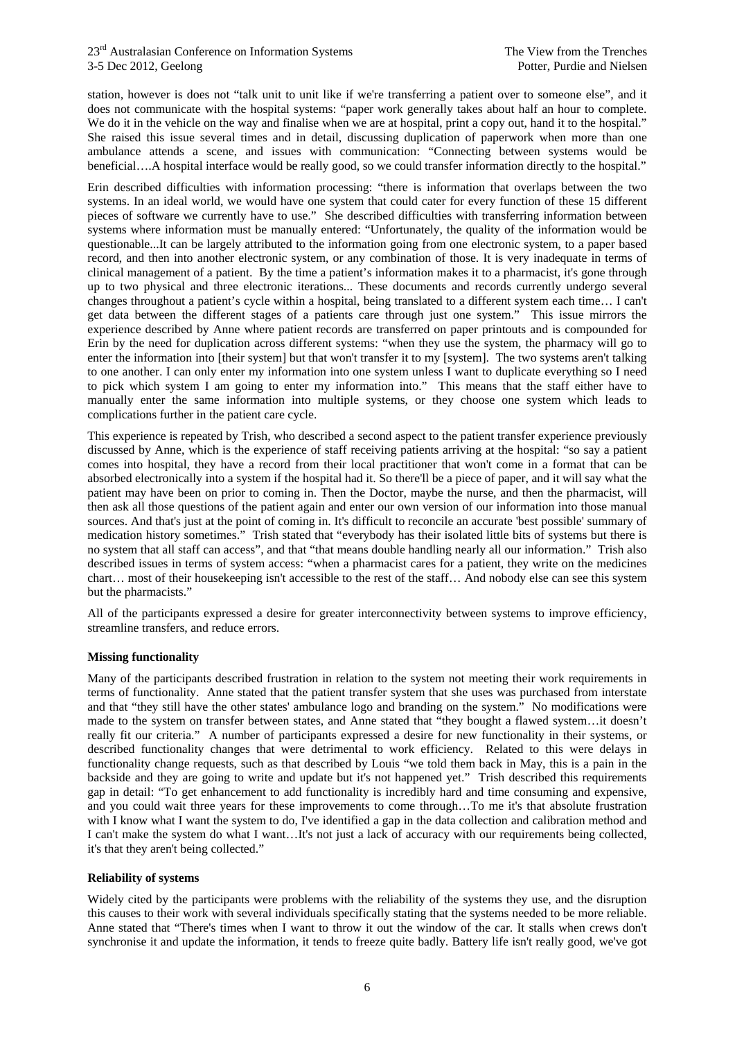station, however is does not "talk unit to unit like if we're transferring a patient over to someone else", and it does not communicate with the hospital systems: "paper work generally takes about half an hour to complete. We do it in the vehicle on the way and finalise when we are at hospital, print a copy out, hand it to the hospital." She raised this issue several times and in detail, discussing duplication of paperwork when more than one ambulance attends a scene, and issues with communication: "Connecting between systems would be beneficial….A hospital interface would be really good, so we could transfer information directly to the hospital."

Erin described difficulties with information processing: "there is information that overlaps between the two systems. In an ideal world, we would have one system that could cater for every function of these 15 different pieces of software we currently have to use." She described difficulties with transferring information between systems where information must be manually entered: "Unfortunately, the quality of the information would be questionable...It can be largely attributed to the information going from one electronic system, to a paper based record, and then into another electronic system, or any combination of those. It is very inadequate in terms of clinical management of a patient. By the time a patient's information makes it to a pharmacist, it's gone through up to two physical and three electronic iterations... These documents and records currently undergo several changes throughout a patient's cycle within a hospital, being translated to a different system each time… I can't get data between the different stages of a patients care through just one system." This issue mirrors the experience described by Anne where patient records are transferred on paper printouts and is compounded for Erin by the need for duplication across different systems: "when they use the system, the pharmacy will go to enter the information into [their system] but that won't transfer it to my [system]. The two systems aren't talking to one another. I can only enter my information into one system unless I want to duplicate everything so I need to pick which system I am going to enter my information into." This means that the staff either have to manually enter the same information into multiple systems, or they choose one system which leads to complications further in the patient care cycle.

This experience is repeated by Trish, who described a second aspect to the patient transfer experience previously discussed by Anne, which is the experience of staff receiving patients arriving at the hospital: "so say a patient comes into hospital, they have a record from their local practitioner that won't come in a format that can be absorbed electronically into a system if the hospital had it. So there'll be a piece of paper, and it will say what the patient may have been on prior to coming in. Then the Doctor, maybe the nurse, and then the pharmacist, will then ask all those questions of the patient again and enter our own version of our information into those manual sources. And that's just at the point of coming in. It's difficult to reconcile an accurate 'best possible' summary of medication history sometimes." Trish stated that "everybody has their isolated little bits of systems but there is no system that all staff can access", and that "that means double handling nearly all our information." Trish also described issues in terms of system access: "when a pharmacist cares for a patient, they write on the medicines chart… most of their housekeeping isn't accessible to the rest of the staff… And nobody else can see this system but the pharmacists."

All of the participants expressed a desire for greater interconnectivity between systems to improve efficiency, streamline transfers, and reduce errors.

**Missing functionality**

Many of the participants described frustration in relation to the system not meeting their work requirements in terms of functionality. Anne stated that the patient transfer system that she uses was purchased from interstate and that "they still have the other states' ambulance logo and branding on the system." No modifications were made to the system on transfer between states, and Anne stated that "they bought a flawed system…it doesn't really fit our criteria." A number of participants expressed a desire for new functionality in their systems, or described functionality changes that were detrimental to work efficiency. Related to this were delays in functionality change requests, such as that described by Louis "we told them back in May, this is a pain in the backside and they are going to write and update but it's not happened yet." Trish described this requirements gap in detail: "To get enhancement to add functionality is incredibly hard and time consuming and expensive, and you could wait three years for these improvements to come through…To me it's that absolute frustration with I know what I want the system to do, I've identified a gap in the data collection and calibration method and I can't make the system do what I want…It's not just a lack of accuracy with our requirements being collected, it's that they aren't being collected."

**Reliability of systems**

Widely cited by the participants were problems with the reliability of the systems they use, and the disruption this causes to their work with several individuals specifically stating that the systems needed to be more reliable. Anne stated that "There's times when I want to throw it out the window of the car. It stalls when crews don't synchronise it and update the information, it tends to freeze quite badly. Battery life isn't really good, we've got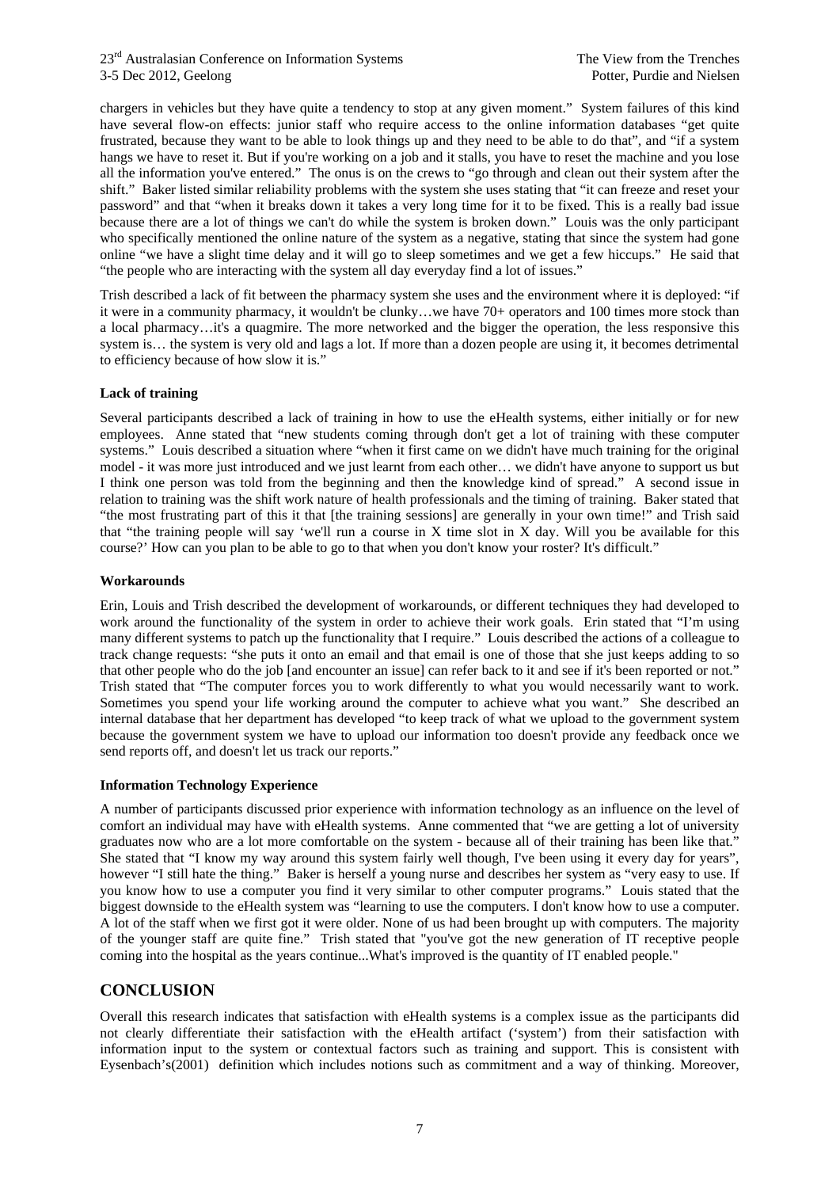chargers in vehicles but they have quite a tendency to stop at any given moment." System failures of this kind have several flow-on effects: junior staff who require access to the online information databases "get quite frustrated, because they want to be able to look things up and they need to be able to do that", and "if a system hangs we have to reset it. But if you're working on a job and it stalls, you have to reset the machine and you lose all the information you've entered." The onus is on the crews to "go through and clean out their system after the shift." Baker listed similar reliability problems with the system she uses stating that "it can freeze and reset your password" and that "when it breaks down it takes a very long time for it to be fixed. This is a really bad issue because there are a lot of things we can't do while the system is broken down." Louis was the only participant who specifically mentioned the online nature of the system as a negative, stating that since the system had gone online "we have a slight time delay and it will go to sleep sometimes and we get a few hiccups." He said that "the people who are interacting with the system all day everyday find a lot of issues."

Trish described a lack of fit between the pharmacy system she uses and the environment where it is deployed: "if it were in a community pharmacy, it wouldn't be clunky…we have 70+ operators and 100 times more stock than a local pharmacy…it's a quagmire. The more networked and the bigger the operation, the less responsive this system is… the system is very old and lags a lot. If more than a dozen people are using it, it becomes detrimental to efficiency because of how slow it is."

**Lack of training**

Several participants described a lack of training in how to use the eHealth systems, either initially or for new employees. Anne stated that "new students coming through don't get a lot of training with these computer systems." Louis described a situation where "when it first came on we didn't have much training for the original model - it was more just introduced and we just learnt from each other… we didn't have anyone to support us but I think one person was told from the beginning and then the knowledge kind of spread." A second issue in relation to training was the shift work nature of health professionals and the timing of training. Baker stated that "the most frustrating part of this it that [the training sessions] are generally in your own time!" and Trish said that "the training people will say 'we'll run a course in X time slot in X day. Will you be available for this course?' How can you plan to be able to go to that when you don't know your roster? It's difficult."

**Workarounds**

Erin, Louis and Trish described the development of workarounds, or different techniques they had developed to work around the functionality of the system in order to achieve their work goals. Erin stated that "I'm using many different systems to patch up the functionality that I require." Louis described the actions of a colleague to track change requests: "she puts it onto an email and that email is one of those that she just keeps adding to so that other people who do the job [and encounter an issue] can refer back to it and see if it's been reported or not." Trish stated that "The computer forces you to work differently to what you would necessarily want to work. Sometimes you spend your life working around the computer to achieve what you want." She described an internal database that her department has developed "to keep track of what we upload to the government system because the government system we have to upload our information too doesn't provide any feedback once we send reports off, and doesn't let us track our reports."

**Information Technology Experience**

A number of participants discussed prior experience with information technology as an influence on the level of comfort an individual may have with eHealth systems. Anne commented that "we are getting a lot of university graduates now who are a lot more comfortable on the system - because all of their training has been like that." She stated that "I know my way around this system fairly well though, I've been using it every day for years", however "I still hate the thing." Baker is herself a young nurse and describes her system as "very easy to use. If you know how to use a computer you find it very similar to other computer programs." Louis stated that the biggest downside to the eHealth system was "learning to use the computers. I don't know how to use a computer. A lot of the staff when we first got it were older. None of us had been brought up with computers. The majority of the younger staff are quite fine." Trish stated that "you've got the new generation of IT receptive people coming into the hospital as the years continue...What's improved is the quantity of IT enabled people."

## CONCLUSION

Overall this research indicates that satisfaction with eHealth systems is a complex issue as the participants did not clearly differentiate their satisfaction with the eHealth artifact ('system') from their satisfaction with information input to the system or contextual factors such as training and support. This is consistent with Eysenbach's(2001) definition which includes notions such as commitment and a way of thinking. Moreover,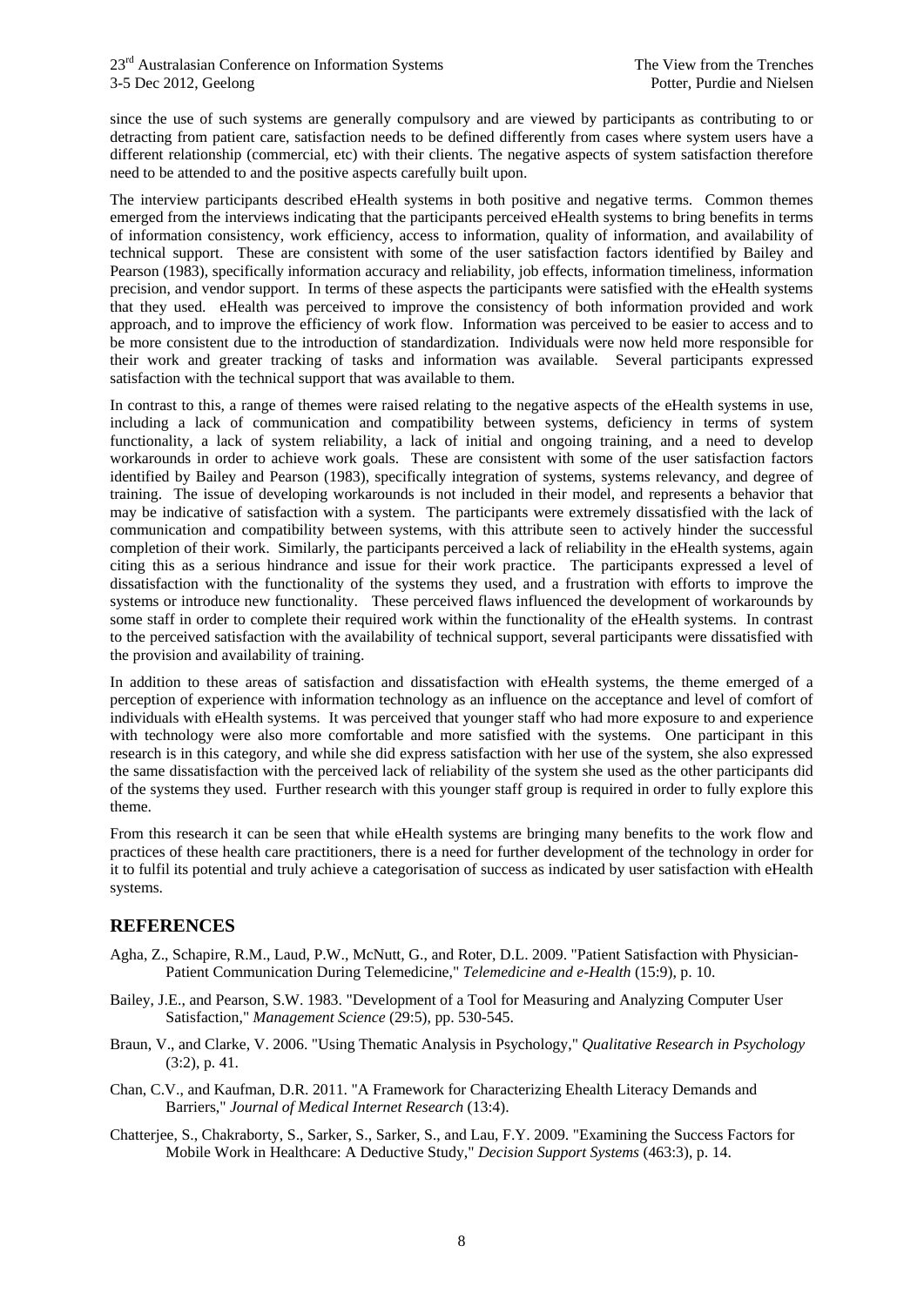since the use of such systems are generally compulsory and are viewed by participants as contributing to or detracting from patient care, satisfaction needs to be defined differently from cases where system users have a different relationship (commercial, etc) with their clients. The negative aspects of system satisfaction therefore need to be attended to and the positive aspects carefully built upon.

The interview participants described eHealth systems in both positive and negative terms. Common themes emerged from the interviews indicating that the participants perceived eHealth systems to bring benefits in terms of information consistency, work efficiency, access to information, quality of information, and availability of technical support. These are consistent with some of the user satisfaction factors identified by Bailey and Pearson (1983), specifically information accuracy and reliability, job effects, information timeliness, information precision, and vendor support. In terms of these aspects the participants were satisfied with the eHealth systems that they used. eHealth was perceived to improve the consistency of both information provided and work approach, and to improve the efficiency of work flow. Information was perceived to be easier to access and to be more consistent due to the introduction of standardization. Individuals were now held more responsible for their work and greater tracking of tasks and information was available. Several participants expressed satisfaction with the technical support that was available to them.

In contrast to this, a range of themes were raised relating to the negative aspects of the eHealth systems in use, including a lack of communication and compatibility between systems, deficiency in terms of system functionality, a lack of system reliability, a lack of initial and ongoing training, and a need to develop workarounds in order to achieve work goals. These are consistent with some of the user satisfaction factors identified by Bailey and Pearson (1983), specifically integration of systems, systems relevancy, and degree of training. The issue of developing workarounds is not included in their model, and represents a behavior that may be indicative of satisfaction with a system. The participants were extremely dissatisfied with the lack of communication and compatibility between systems, with this attribute seen to actively hinder the successful completion of their work. Similarly, the participants perceived a lack of reliability in the eHealth systems, again citing this as a serious hindrance and issue for their work practice. The participants expressed a level of dissatisfaction with the functionality of the systems they used, and a frustration with efforts to improve the systems or introduce new functionality. These perceived flaws influenced the development of workarounds by some staff in order to complete their required work within the functionality of the eHealth systems. In contrast to the perceived satisfaction with the availability of technical support, several participants were dissatisfied with the provision and availability of training.

In addition to these areas of satisfaction and dissatisfaction with eHealth systems, the theme emerged of a perception of experience with information technology as an influence on the acceptance and level of comfort of individuals with eHealth systems. It was perceived that younger staff who had more exposure to and experience with technology were also more comfortable and more satisfied with the systems. One participant in this research is in this category, and while she did express satisfaction with her use of the system, she also expressed the same dissatisfaction with the perceived lack of reliability of the system she used as the other participants did of the systems they used. Further research with this younger staff group is required in order to fully explore this theme.

From this research it can be seen that while eHealth systems are bringing many benefits to the work flow and practices of these health care practitioners, there is a need for further development of the technology in order for it to fulfil its potential and truly achieve a categorisation of success as indicated by user satisfaction with eHealth systems.

## REFERENCES

Agha, Z., Schapire, R.M., Laud, P.W., McNutt, G., and Roter, D.L. 2009. "Patient Satisfaction with Physician-Patient Communication During Telemedicine," *Telemedicine and e-Health* (15:9), p. 10.

Bailey, J.E., and Pearson, S.W. 1983. "Development of a Tool for Measuring and Analyzing Computer User Satisfaction," *Management Science* (29:5), pp. 530-545.

Braun, V., and Clarke, V. 2006. "Using Thematic Analysis in Psychology," *Qualitative Research in Psychology* (3:2), p. 41.

Chan, C.V., and Kaufman, D.R. 2011. "A Framework for Characterizing Ehealth Literacy Demands and Barriers," *Journal of Medical Internet Research* (13:4).

Chatterjee, S., Chakraborty, S., Sarker, S., Sarker, S., and Lau, F.Y. 2009. "Examining the Success Factors for Mobile Work in Healthcare: A Deductive Study," *Decision Support Systems* (463:3), p. 14.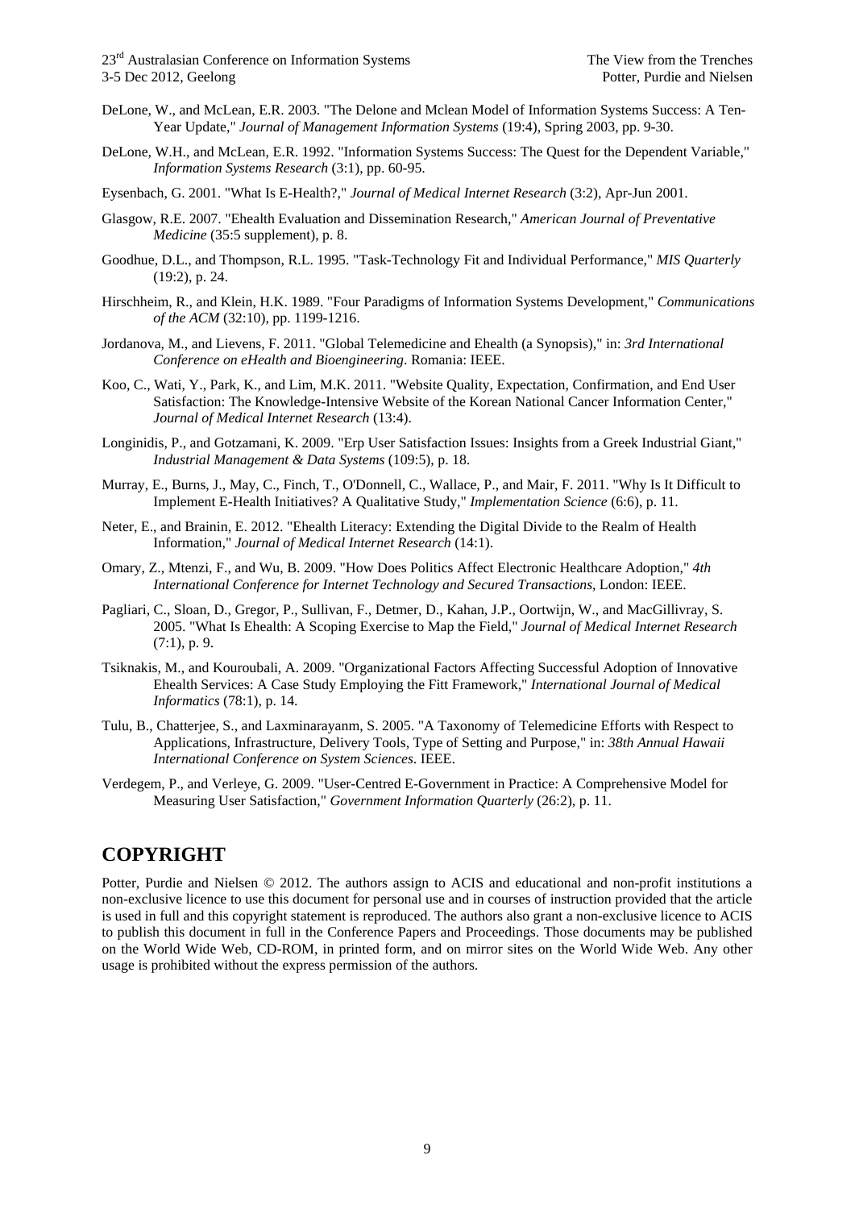DeLone, W., and McLean, E.R. 2003. "The Delone and Mclean Model of Information Systems Success: A Ten-Year Update," *Journal of Management Information Systems* (19:4), Spring 2003, pp. 9-30.

DeLone, W.H., and McLean, E.R. 1992. "Information Systems Success: The Quest for the Dependent Variable," *Information Systems Research* (3:1), pp. 60-95.

Eysenbach, G. 2001. "What Is E-Health?," *Journal of Medical Internet Research* (3:2), Apr-Jun 2001.

Glasgow, R.E. 2007. "Ehealth Evaluation and Dissemination Research," *American Journal of Preventative Medicine* (35:5 supplement), p. 8.

Goodhue, D.L., and Thompson, R.L. 1995. "Task-Technology Fit and Individual Performance," *MIS Quarterly* (19:2), p. 24.

Hirschheim, R., and Klein, H.K. 1989. "Four Paradigms of Information Systems Development," *Communications of the ACM* (32:10), pp. 1199-1216.

Jordanova, M., and Lievens, F. 2011. "Global Telemedicine and Ehealth (a Synopsis)," in: *3rd International Conference on eHealth and Bioengineering*. Romania: IEEE.

Koo, C., Wati, Y., Park, K., and Lim, M.K. 2011. "Website Quality, Expectation, Confirmation, and End User Satisfaction: The Knowledge-Intensive Website of the Korean National Cancer Information Center," *Journal of Medical Internet Research* (13:4).

Longinidis, P., and Gotzamani, K. 2009. "Erp User Satisfaction Issues: Insights from a Greek Industrial Giant," *Industrial Management & Data Systems* (109:5), p. 18.

Murray, E., Burns, J., May, C., Finch, T., O'Donnell, C., Wallace, P., and Mair, F. 2011. "Why Is It Difficult to Implement E-Health Initiatives? A Qualitative Study," *Implementation Science* (6:6), p. 11.

Neter, E., and Brainin, E. 2012. "Ehealth Literacy: Extending the Digital Divide to the Realm of Health Information," *Journal of Medical Internet Research* (14:1).

Omary, Z., Mtenzi, F., and Wu, B. 2009. "How Does Politics Affect Electronic Healthcare Adoption," *4th International Conference for Internet Technology and Secured Transactions*, London: IEEE.

Pagliari, C., Sloan, D., Gregor, P., Sullivan, F., Detmer, D., Kahan, J.P., Oortwijn, W., and MacGillivray, S. 2005. "What Is Ehealth: A Scoping Exercise to Map the Field," *Journal of Medical Internet Research* (7:1), p. 9.

Tsiknakis, M., and Kouroubali, A. 2009. "Organizational Factors Affecting Successful Adoption of Innovative Ehealth Services: A Case Study Employing the Fitt Framework," *International Journal of Medical Informatics* (78:1), p. 14.

Tulu, B., Chatterjee, S., and Laxminarayanm, S. 2005. "A Taxonomy of Telemedicine Efforts with Respect to Applications, Infrastructure, Delivery Tools, Type of Setting and Purpose," in: *38th Annual Hawaii International Conference on System Sciences*. IEEE.

Verdegem, P., and Verleye, G. 2009. "User-Centred E-Government in Practice: A Comprehensive Model for Measuring User Satisfaction," *Government Information Quarterly* (26:2), p. 11.

## COPYRIGHT

Potter, Purdie and Nielsen © 2012. The authors assign to ACIS and educational and non-profit institutions a non-exclusive licence to use this document for personal use and in courses of instruction provided that the article is used in full and this copyright statement is reproduced. The authors also grant a non-exclusive licence to ACIS to publish this document in full in the Conference Papers and Proceedings. Those documents may be published on the World Wide Web, CD-ROM, in printed form, and on mirror sites on the World Wide Web. Any other usage is prohibited without the express permission of the authors.